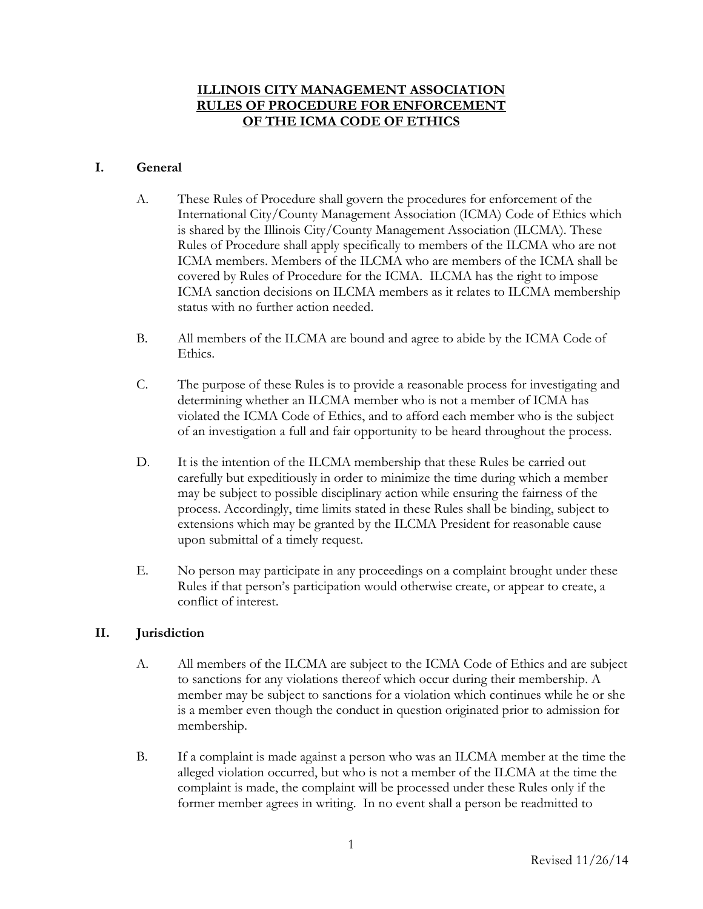# ILLINOIS CITY MANAGEMENT ASSOCIATION RULES OF PROCEDURE FOR ENFORCEMENT OF THE ICMA CODE OF ETHICS

## I. General

A. These Rules of Procedure shall govern the procedures for enforcement of the International City/County Management Association (ICMA) Code of Ethics which is shared by the Illinois City/County Management Association (ILCMA). These Rules of Procedure shall apply specifically to members of the ILCMA who are not ICMA members. Members of the ILCMA who are members of the ICMA shall be covered by Rules of Procedure for the ICMA. ILCMA has the right to impose ICMA sanction decisions on ILCMA members as it relates to ILCMA membership status with no further action needed.

B. All members of the ILCMA are bound and agree to abide by the ICMA Code of Ethics.

C. The purpose of these Rules is to provide a reasonable process for investigating and determining whether an ILCMA member who is not a member of ICMA has violated the ICMA Code of Ethics, and to afford each member who is the subject of an investigation a full and fair opportunity to be heard throughout the process.

D. It is the intention of the ILCMA membership that these Rules be carried out carefully but expeditiously in order to minimize the time during which a member may be subject to possible disciplinary action while ensuring the fairness of the process. Accordingly, time limits stated in these Rules shall be binding, subject to extensions which may be granted by the ILCMA President for reasonable cause upon submittal of a timely request.

E. No person may participate in any proceedings on a complaint brought under these Rules if that person's participation would otherwise create, or appear to create, a conflict of interest.

## II. Jurisdiction

A. All members of the ILCMA are subject to the ICMA Code of Ethics and are subject to sanctions for any violations thereof which occur during their membership. A member may be subject to sanctions for a violation which continues while he or she is a member even though the conduct in question originated prior to admission for membership.

B. If a complaint is made against a person who was an ILCMA member at the time the alleged violation occurred, but who is not a member of the ILCMA at the time the complaint is made, the complaint will be processed under these Rules only if the former member agrees in writing. In no event shall a person be readmitted to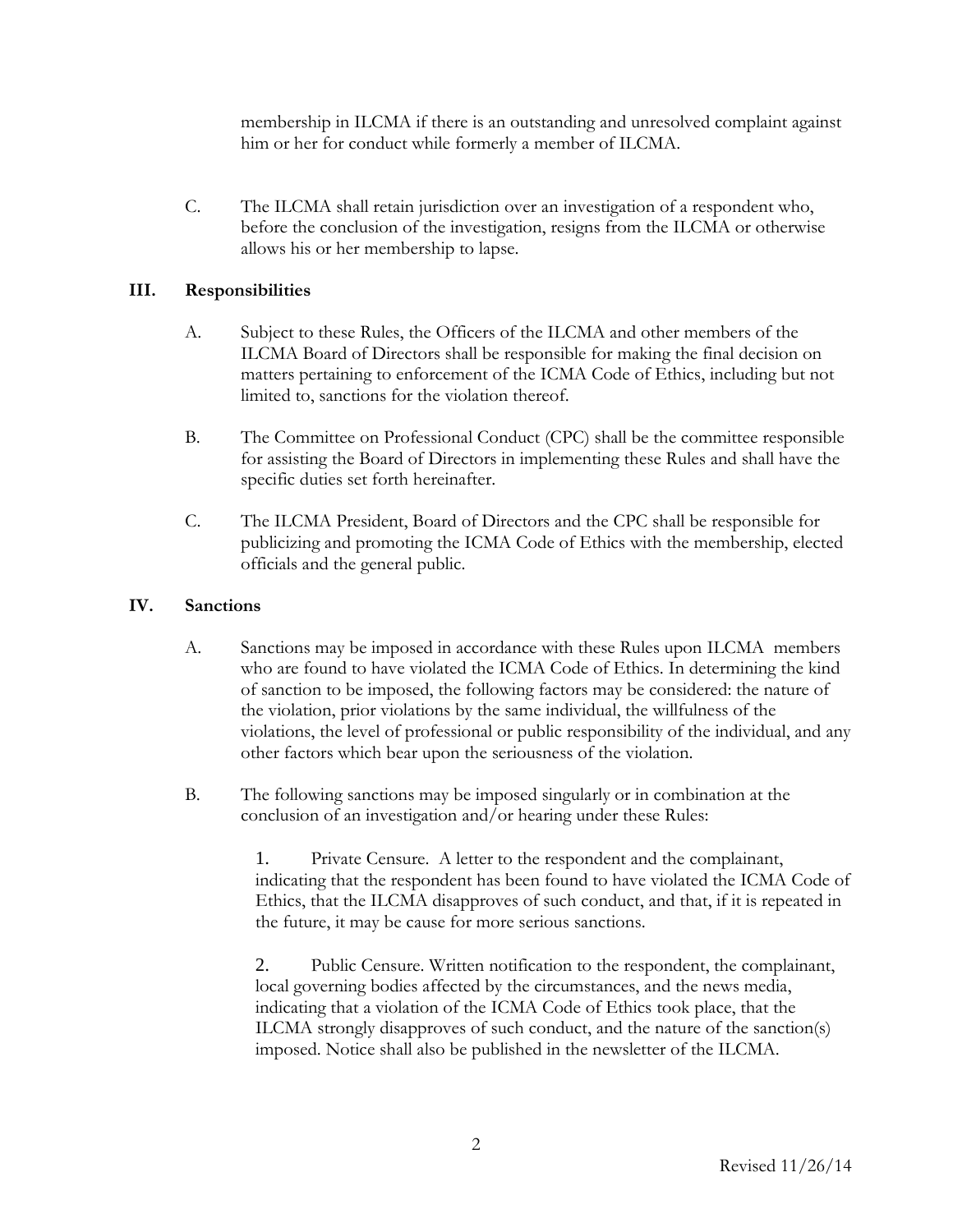membership in ILCMA if there is an outstanding and unresolved complaint against him or her for conduct while formerly a member of ILCMA.

C. The ILCMA shall retain jurisdiction over an investigation of a respondent who, before the conclusion of the investigation, resigns from the ILCMA or otherwise allows his or her membership to lapse.

## III. Responsibilities

A. Subject to these Rules, the Officers of the ILCMA and other members of the ILCMA Board of Directors shall be responsible for making the final decision on matters pertaining to enforcement of the ICMA Code of Ethics, including but not limited to, sanctions for the violation thereof.

B. The Committee on Professional Conduct (CPC) shall be the committee responsible for assisting the Board of Directors in implementing these Rules and shall have the specific duties set forth hereinafter.

C. The ILCMA President, Board of Directors and the CPC shall be responsible for publicizing and promoting the ICMA Code of Ethics with the membership, elected officials and the general public.

## IV. Sanctions

A. Sanctions may be imposed in accordance with these Rules upon ILCMA members who are found to have violated the ICMA Code of Ethics. In determining the kind of sanction to be imposed, the following factors may be considered: the nature of the violation, prior violations by the same individual, the willfulness of the violations, the level of professional or public responsibility of the individual, and any other factors which bear upon the seriousness of the violation.

B. The following sanctions may be imposed singularly or in combination at the conclusion of an investigation and/or hearing under these Rules:

1. Private Censure. A letter to the respondent and the complainant, indicating that the respondent has been found to have violated the ICMA Code of Ethics, that the ILCMA disapproves of such conduct, and that, if it is repeated in the future, it may be cause for more serious sanctions.

2. Public Censure. Written notification to the respondent, the complainant, local governing bodies affected by the circumstances, and the news media, indicating that a violation of the ICMA Code of Ethics took place, that the ILCMA strongly disapproves of such conduct, and the nature of the sanction(s) imposed. Notice shall also be published in the newsletter of the ILCMA.

Revised 11/26/14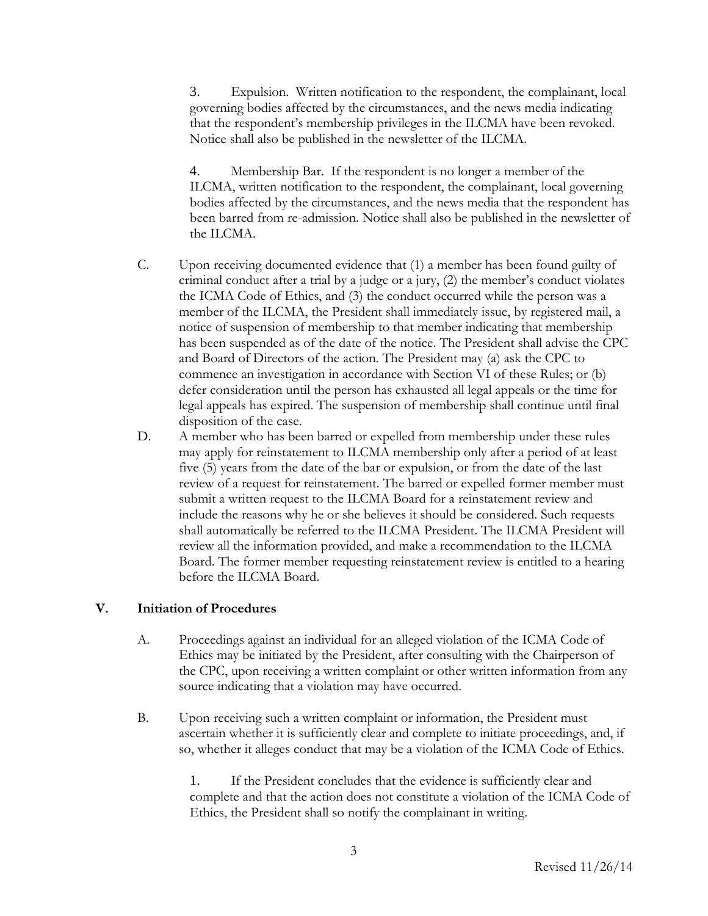3. Expulsion. Written notification to the respondent, the complainant, local governing bodies affected by the circumstances, and the news media indicating that the respondent's membership privileges in the ILCMA have been revoked. Notice shall also be published in the newsletter of the ILCMA.

4. Membership Bar. If the respondent is no longer a member of the ILCMA, written notification to the respondent, the complainant, local governing bodies affected by the circumstances, and the news media that the respondent has been barred from re-admission. Notice shall also be published in the newsletter of the ILCMA.

C. Upon receiving documented evidence that (1) a member has been found guilty of criminal conduct after a trial by a judge or a jury, (2) the member's conduct violates the ICMA Code of Ethics, and (3) the conduct occurred while the person was a member of the ILCMA, the President shall immediately issue, by registered mail, a notice of suspension of membership to that member indicating that membership has been suspended as of the date of the notice. The President shall advise the CPC and Board of Directors of the action. The President may (a) ask the CPC to commence an investigation in accordance with Section VI of these Rules; or (b) defer consideration until the person has exhausted all legal appeals or the time for legal appeals has expired. The suspension of membership shall continue until final disposition of the case.

D. A member who has been barred or expelled from membership under these rules may apply for reinstatement to ILCMA membership only after a period of at least five (5) years from the date of the bar or expulsion, or from the date of the last review of a request for reinstatement. The barred or expelled former member must submit a written request to the ILCMA Board for a reinstatement review and include the reasons why he or she believes it should be considered. Such requests shall automatically be referred to the ILCMA President. The ILCMA President will review all the information provided, and make a recommendation to the ILCMA Board. The former member requesting reinstatement review is entitled to a hearing before the ILCMA Board.

## V. Initiation of Procedures

A. Proceedings against an individual for an alleged violation of the ICMA Code of Ethics may be initiated by the President, after consulting with the Chairperson of the CPC, upon receiving a written complaint or other written information from any source indicating that a violation may have occurred.

B. Upon receiving such a written complaint or information, the President must ascertain whether it is sufficiently clear and complete to initiate proceedings, and, if so, whether it alleges conduct that may be a violation of the ICMA Code of Ethics.

1. If the President concludes that the evidence is sufficiently clear and complete and that the action does not constitute a violation of the ICMA Code of Ethics, the President shall so notify the complainant in writing.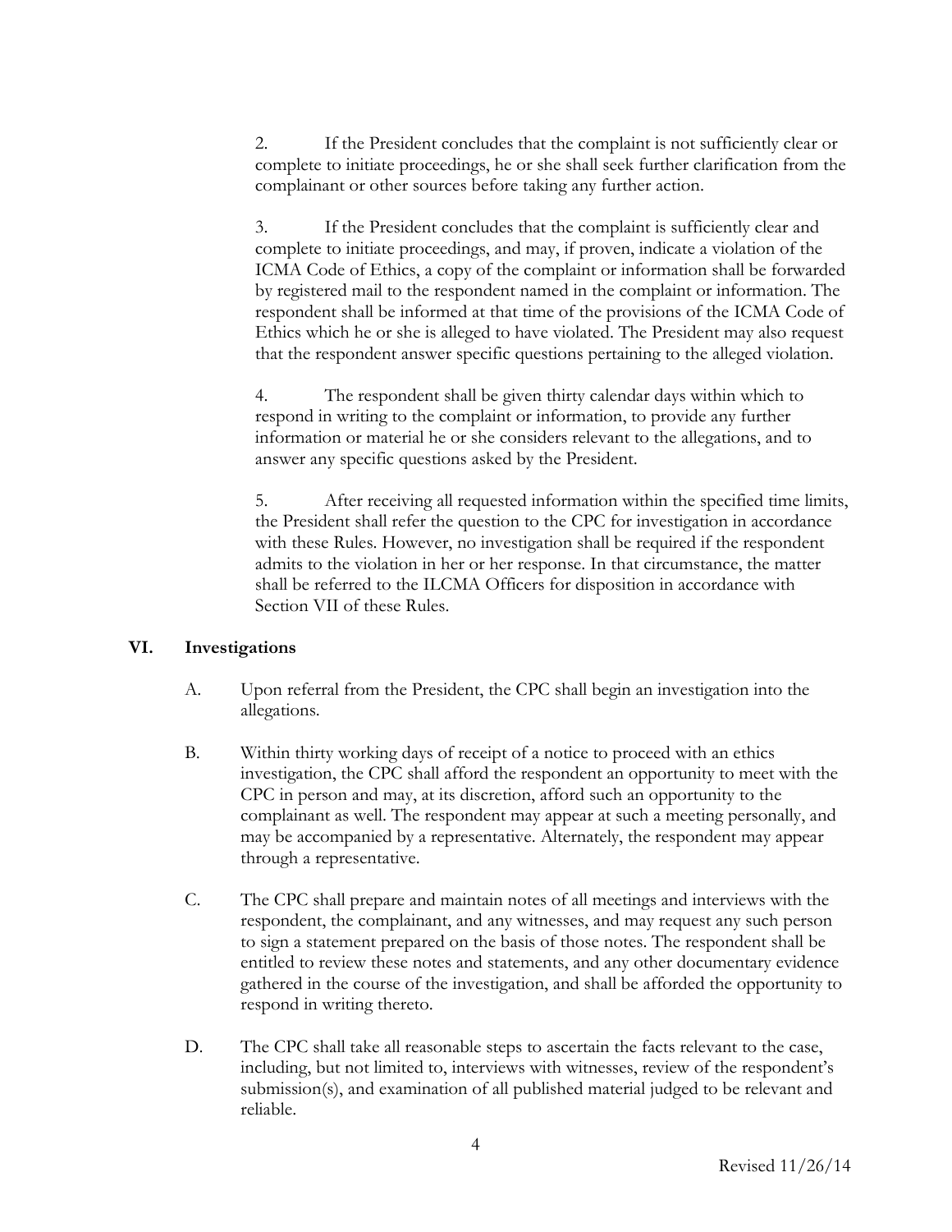2. If the President concludes that the complaint is not sufficiently clear or complete to initiate proceedings, he or she shall seek further clarification from the complainant or other sources before taking any further action.

3. If the President concludes that the complaint is sufficiently clear and complete to initiate proceedings, and may, if proven, indicate a violation of the ICMA Code of Ethics, a copy of the complaint or information shall be forwarded by registered mail to the respondent named in the complaint or information. The respondent shall be informed at that time of the provisions of the ICMA Code of Ethics which he or she is alleged to have violated. The President may also request that the respondent answer specific questions pertaining to the alleged violation.

4. The respondent shall be given thirty calendar days within which to respond in writing to the complaint or information, to provide any further information or material he or she considers relevant to the allegations, and to answer any specific questions asked by the President.

5. After receiving all requested information within the specified time limits, the President shall refer the question to the CPC for investigation in accordance with these Rules. However, no investigation shall be required if the respondent admits to the violation in her or her response. In that circumstance, the matter shall be referred to the ILCMA Officers for disposition in accordance with Section VII of these Rules.

## VI. Investigations

A. Upon referral from the President, the CPC shall begin an investigation into the allegations.

B. Within thirty working days of receipt of a notice to proceed with an ethics investigation, the CPC shall afford the respondent an opportunity to meet with the CPC in person and may, at its discretion, afford such an opportunity to the complainant as well. The respondent may appear at such a meeting personally, and may be accompanied by a representative. Alternately, the respondent may appear through a representative.

C. The CPC shall prepare and maintain notes of all meetings and interviews with the respondent, the complainant, and any witnesses, and may request any such person to sign a statement prepared on the basis of those notes. The respondent shall be entitled to review these notes and statements, and any other documentary evidence gathered in the course of the investigation, and shall be afforded the opportunity to respond in writing thereto.

D. The CPC shall take all reasonable steps to ascertain the facts relevant to the case, including, but not limited to, interviews with witnesses, review of the respondent's submission(s), and examination of all published material judged to be relevant and reliable.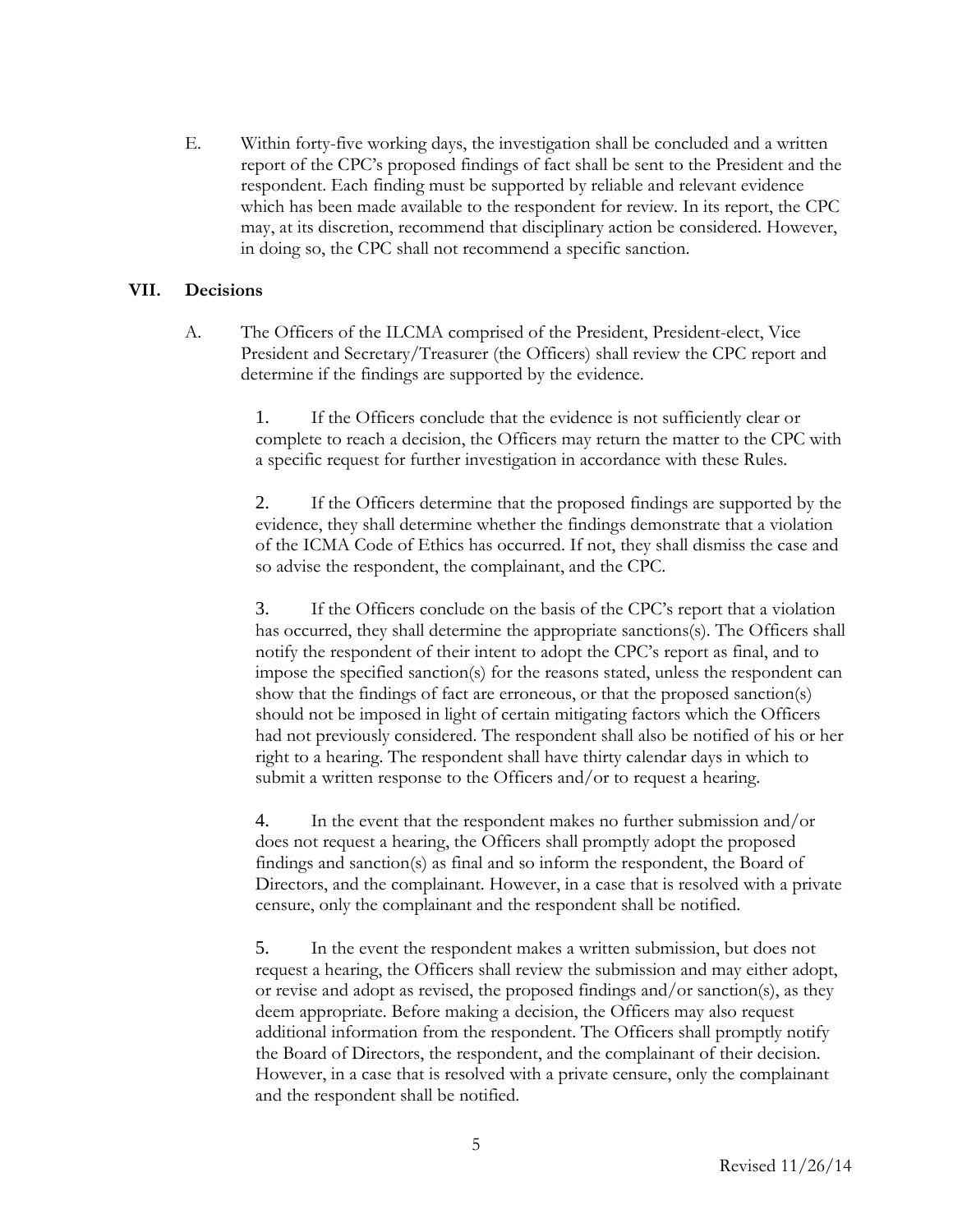E. Within forty-five working days, the investigation shall be concluded and a written report of the CPC's proposed findings of fact shall be sent to the President and the respondent. Each finding must be supported by reliable and relevant evidence which has been made available to the respondent for review. In its report, the CPC may, at its discretion, recommend that disciplinary action be considered. However, in doing so, the CPC shall not recommend a specific sanction.

## VII. Decisions

A. The Officers of the ILCMA comprised of the President, President-elect, Vice President and Secretary/Treasurer (the Officers) shall review the CPC report and determine if the findings are supported by the evidence.

1. If the Officers conclude that the evidence is not sufficiently clear or complete to reach a decision, the Officers may return the matter to the CPC with a specific request for further investigation in accordance with these Rules.

2. If the Officers determine that the proposed findings are supported by the evidence, they shall determine whether the findings demonstrate that a violation of the ICMA Code of Ethics has occurred. If not, they shall dismiss the case and so advise the respondent, the complainant, and the CPC.

3. If the Officers conclude on the basis of the CPC's report that a violation has occurred, they shall determine the appropriate sanctions(s). The Officers shall notify the respondent of their intent to adopt the CPC's report as final, and to impose the specified sanction(s) for the reasons stated, unless the respondent can show that the findings of fact are erroneous, or that the proposed sanction(s) should not be imposed in light of certain mitigating factors which the Officers had not previously considered. The respondent shall also be notified of his or her right to a hearing. The respondent shall have thirty calendar days in which to submit a written response to the Officers and/or to request a hearing.

4. In the event that the respondent makes no further submission and/or does not request a hearing, the Officers shall promptly adopt the proposed findings and sanction(s) as final and so inform the respondent, the Board of Directors, and the complainant. However, in a case that is resolved with a private censure, only the complainant and the respondent shall be notified.

5. In the event the respondent makes a written submission, but does not request a hearing, the Officers shall review the submission and may either adopt, or revise and adopt as revised, the proposed findings and/or sanction(s), as they deem appropriate. Before making a decision, the Officers may also request additional information from the respondent. The Officers shall promptly notify the Board of Directors, the respondent, and the complainant of their decision. However, in a case that is resolved with a private censure, only the complainant and the respondent shall be notified.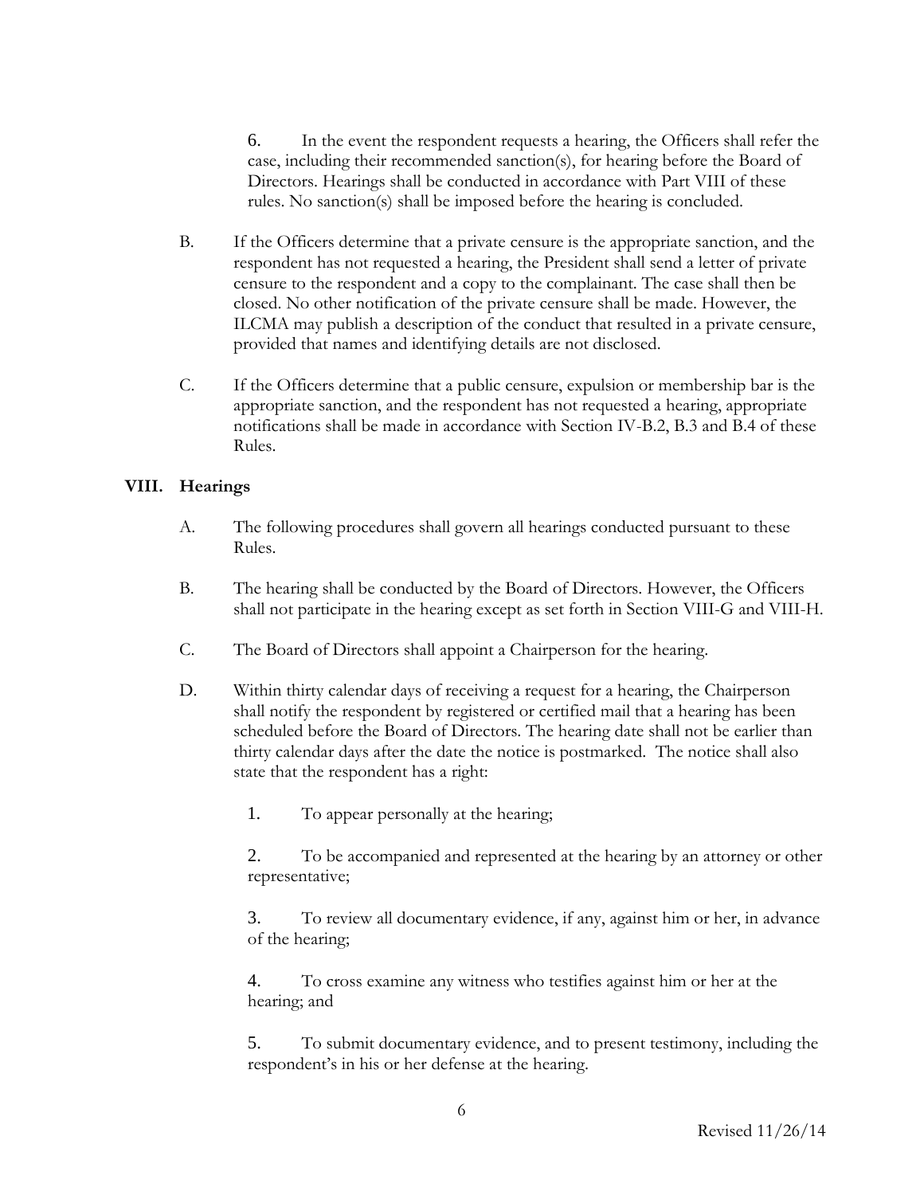6. In the event the respondent requests a hearing, the Officers shall refer the case, including their recommended sanction(s), for hearing before the Board of Directors. Hearings shall be conducted in accordance with Part VIII of these rules. No sanction(s) shall be imposed before the hearing is concluded.

B. If the Officers determine that a private censure is the appropriate sanction, and the respondent has not requested a hearing, the President shall send a letter of private censure to the respondent and a copy to the complainant. The case shall then be closed. No other notification of the private censure shall be made. However, the ILCMA may publish a description of the conduct that resulted in a private censure, provided that names and identifying details are not disclosed.

C. If the Officers determine that a public censure, expulsion or membership bar is the appropriate sanction, and the respondent has not requested a hearing, appropriate notifications shall be made in accordance with Section IV-B.2, B.3 and B.4 of these Rules.

## VIII. Hearings

A. The following procedures shall govern all hearings conducted pursuant to these Rules.

B. The hearing shall be conducted by the Board of Directors. However, the Officers shall not participate in the hearing except as set forth in Section VIII-G and VIII-H.

C. The Board of Directors shall appoint a Chairperson for the hearing.

D. Within thirty calendar days of receiving a request for a hearing, the Chairperson shall notify the respondent by registered or certified mail that a hearing has been scheduled before the Board of Directors. The hearing date shall not be earlier than thirty calendar days after the date the notice is postmarked. The notice shall also state that the respondent has a right:

1. To appear personally at the hearing;

2. To be accompanied and represented at the hearing by an attorney or other representative;

3. To review all documentary evidence, if any, against him or her, in advance of the hearing;

4. To cross examine any witness who testifies against him or her at the hearing; and

5. To submit documentary evidence, and to present testimony, including the respondent's in his or her defense at the hearing.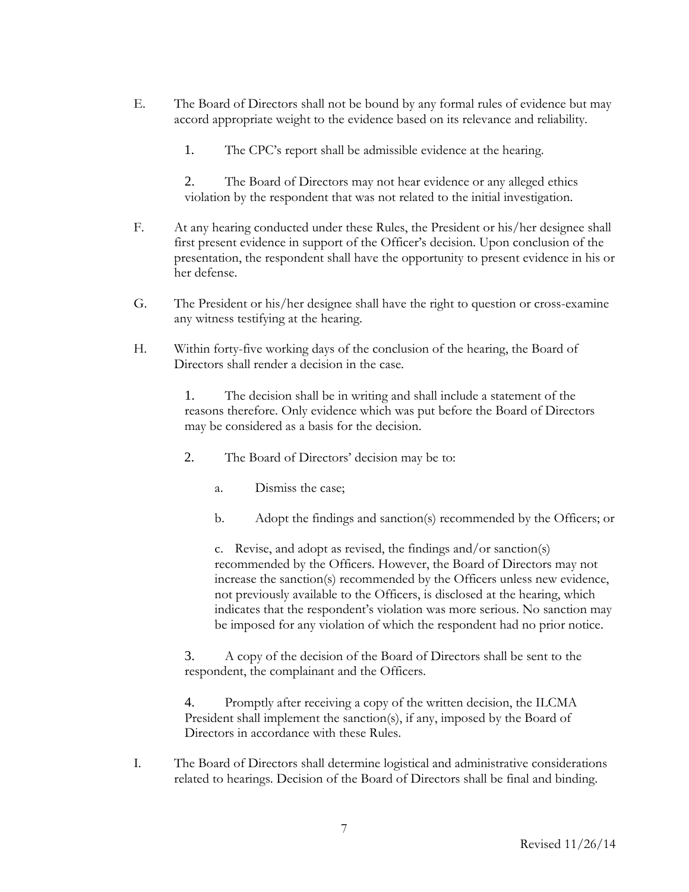E. The Board of Directors shall not be bound by any formal rules of evidence but may accord appropriate weight to the evidence based on its relevance and reliability.

   1. The CPC's report shall be admissible evidence at the hearing.

   2. The Board of Directors may not hear evidence or any alleged ethics violation by the respondent that was not related to the initial investigation.

F. At any hearing conducted under these Rules, the President or his/her designee shall first present evidence in support of the Officer's decision. Upon conclusion of the presentation, the respondent shall have the opportunity to present evidence in his or her defense.

G. The President or his/her designee shall have the right to question or cross-examine any witness testifying at the hearing.

H. Within forty-five working days of the conclusion of the hearing, the Board of Directors shall render a decision in the case.

   1. The decision shall be in writing and shall include a statement of the reasons therefore. Only evidence which was put before the Board of Directors may be considered as a basis for the decision.

   2. The Board of Directors' decision may be to:

      a. Dismiss the case;

      b. Adopt the findings and sanction(s) recommended by the Officers; or

      c. Revise, and adopt as revised, the findings and/or sanction(s) recommended by the Officers. However, the Board of Directors may not increase the sanction(s) recommended by the Officers unless new evidence, not previously available to the Officers, is disclosed at the hearing, which indicates that the respondent's violation was more serious. No sanction may be imposed for any violation of which the respondent had no prior notice.

   3. A copy of the decision of the Board of Directors shall be sent to the respondent, the complainant and the Officers.

   4. Promptly after receiving a copy of the written decision, the ILCMA President shall implement the sanction(s), if any, imposed by the Board of Directors in accordance with these Rules.

I. The Board of Directors shall determine logistical and administrative considerations related to hearings. Decision of the Board of Directors shall be final and binding.

Revised 11/26/14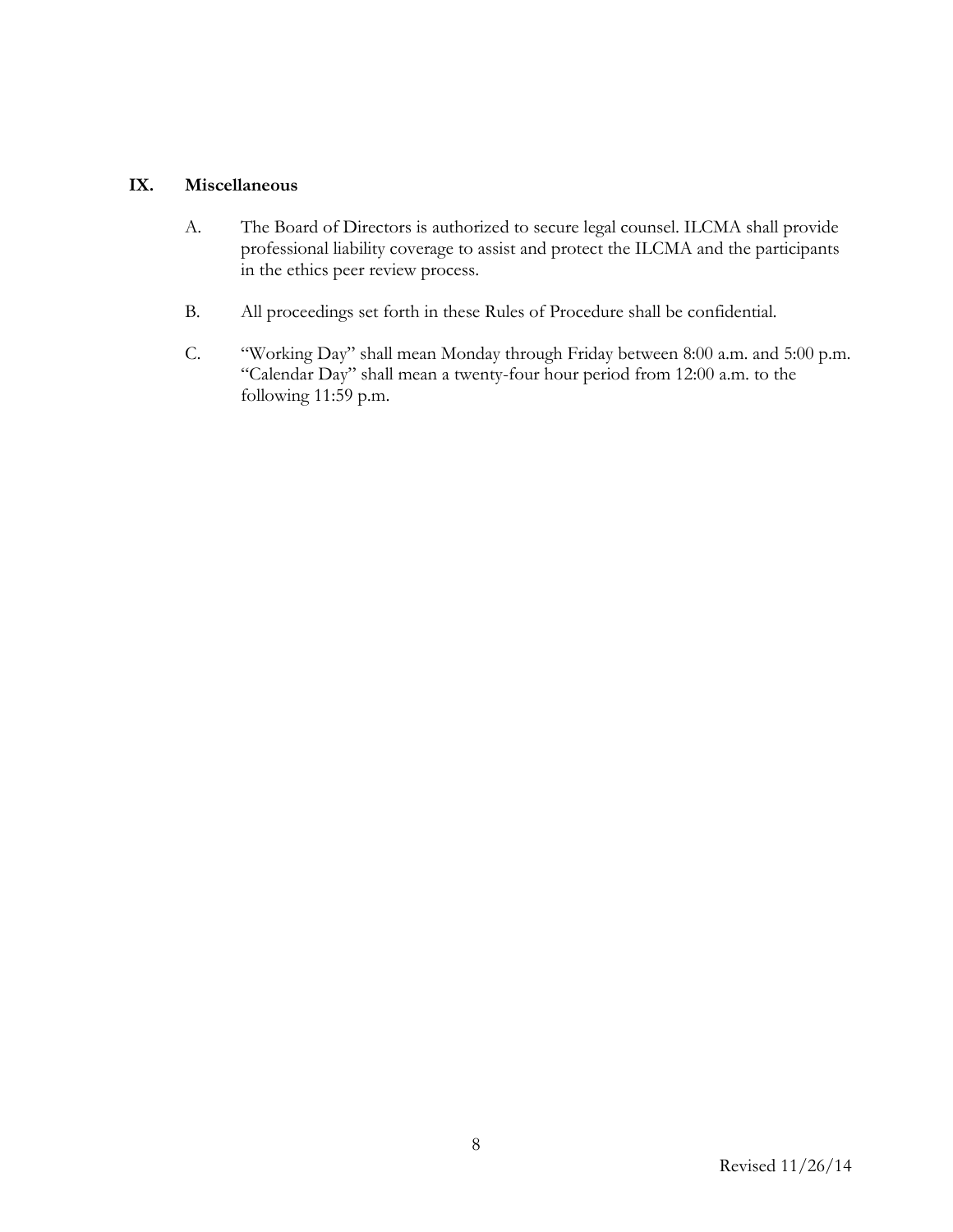## IX. Miscellaneous

A. The Board of Directors is authorized to secure legal counsel. ILCMA shall provide professional liability coverage to assist and protect the ILCMA and the participants in the ethics peer review process.

B. All proceedings set forth in these Rules of Procedure shall be confidential.

C. "Working Day" shall mean Monday through Friday between 8:00 a.m. and 5:00 p.m. "Calendar Day" shall mean a twenty-four hour period from 12:00 a.m. to the following 11:59 p.m.

Revised 11/26/14